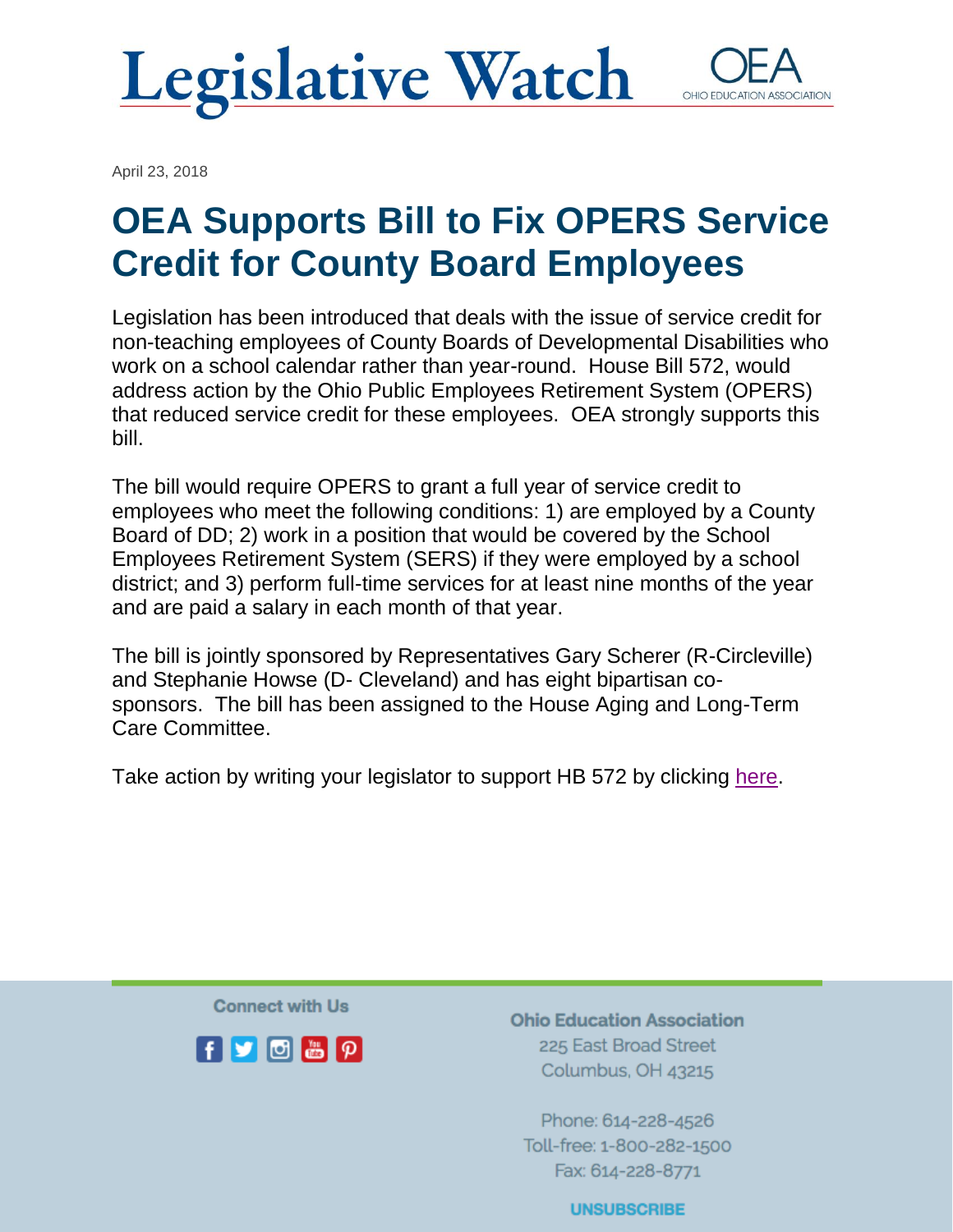# Legislative Watch

OEA
OHIO EDUCATION ASSOCIATION

April 23, 2018

## OEA Supports Bill to Fix OPERS Service Credit for County Board Employees

Legislation has been introduced that deals with the issue of service credit for non-teaching employees of County Boards of Developmental Disabilities who work on a school calendar rather than year-round. House Bill 572, would address action by the Ohio Public Employees Retirement System (OPERS) that reduced service credit for these employees. OEA strongly supports this bill.

The bill would require OPERS to grant a full year of service credit to employees who meet the following conditions: 1) are employed by a County Board of DD; 2) work in a position that would be covered by the School Employees Retirement System (SERS) if they were employed by a school district; and 3) perform full-time services for at least nine months of the year and are paid a salary in each month of that year.

The bill is jointly sponsored by Representatives Gary Scherer (R-Circleville) and Stephanie Howse (D- Cleveland) and has eight bipartisan co-sponsors. The bill has been assigned to the House Aging and Long-Term Care Committee.

Take action by writing your legislator to support HB 572 by clicking here.

Connect with Us

**Ohio Education Association**
225 East Broad Street
Columbus, OH 43215

Phone: 614-228-4526
Toll-free: 1-800-282-1500
Fax: 614-228-8771

UNSUBSCRIBE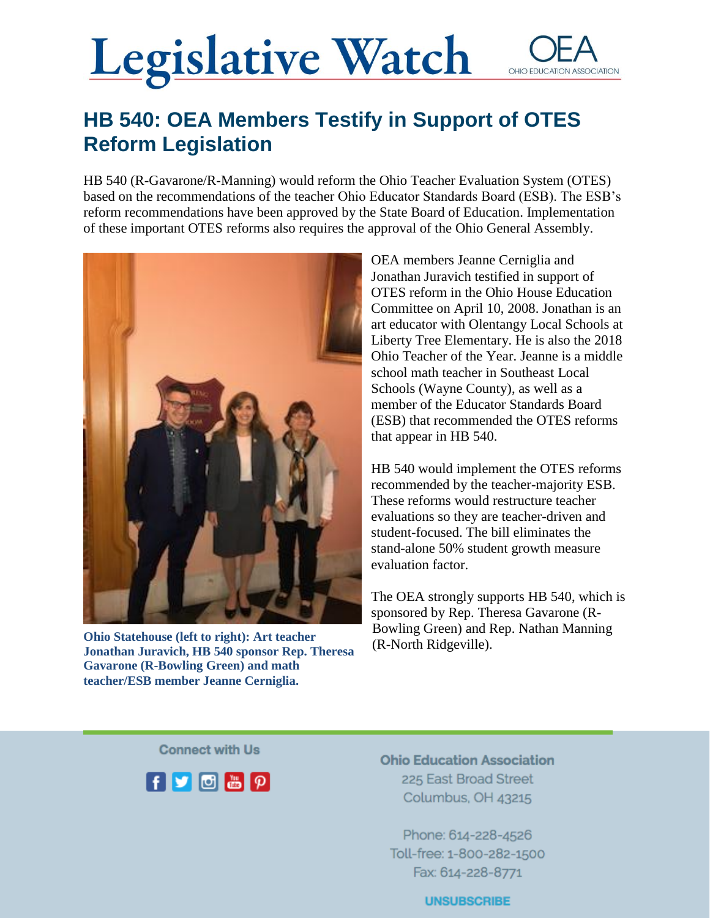# Legislative Watch

OEA OHIO EDUCATION ASSOCIATION

## HB 540: OEA Members Testify in Support of OTES Reform Legislation

HB 540 (R-Gavarone/R-Manning) would reform the Ohio Teacher Evaluation System (OTES) based on the recommendations of the teacher Ohio Educator Standards Board (ESB). The ESB's reform recommendations have been approved by the State Board of Education. Implementation of these important OTES reforms also requires the approval of the Ohio General Assembly.

**Ohio Statehouse (left to right): Art teacher Jonathan Juravich, HB 540 sponsor Rep. Theresa Gavarone (R-Bowling Green) and math teacher/ESB member Jeanne Cerniglia.**

OEA members Jeanne Cerniglia and Jonathan Juravich testified in support of OTES reform in the Ohio House Education Committee on April 10, 2008. Jonathan is an art educator with Olentangy Local Schools at Liberty Tree Elementary. He is also the 2018 Ohio Teacher of the Year. Jeanne is a middle school math teacher in Southeast Local Schools (Wayne County), as well as a member of the Educator Standards Board (ESB) that recommended the OTES reforms that appear in HB 540.

HB 540 would implement the OTES reforms recommended by the teacher-majority ESB. These reforms would restructure teacher evaluations so they are teacher-driven and student-focused. The bill eliminates the stand-alone 50% student growth measure evaluation factor.

The OEA strongly supports HB 540, which is sponsored by Rep. Theresa Gavarone (R-Bowling Green) and Rep. Nathan Manning (R-North Ridgeville).

Connect with Us

**Ohio Education Association**
225 East Broad Street
Columbus, OH 43215

Phone: 614-228-4526
Toll-free: 1-800-282-1500
Fax: 614-228-8771

UNSUBSCRIBE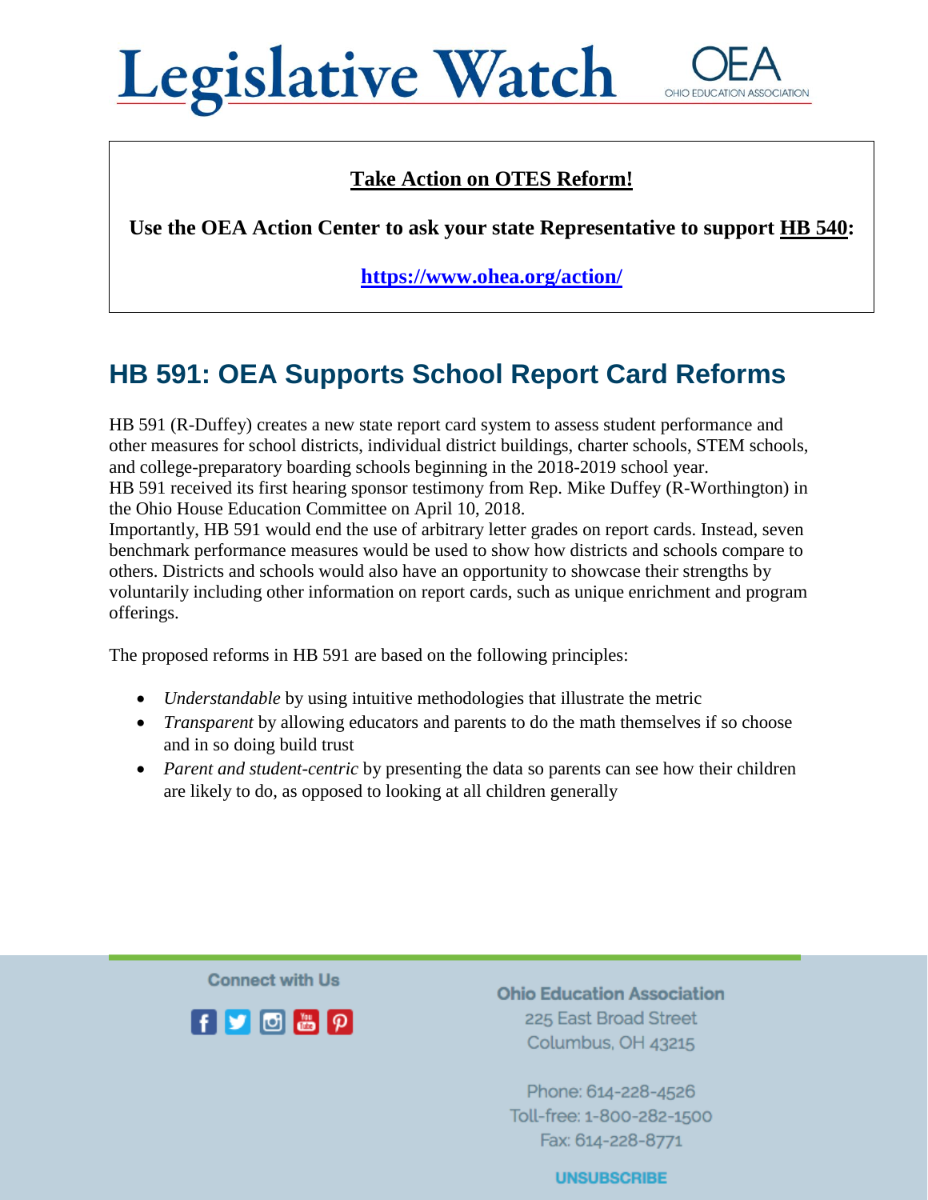**Take Action on OTES Reform!**

**Use the OEA Action Center to ask your state Representative to support HB 540:**

**https://www.ohea.org/action/**

## HB 591: OEA Supports School Report Card Reforms

HB 591 (R-Duffey) creates a new state report card system to assess student performance and other measures for school districts, individual district buildings, charter schools, STEM schools, and college-preparatory boarding schools beginning in the 2018-2019 school year.
HB 591 received its first hearing sponsor testimony from Rep. Mike Duffey (R-Worthington) in the Ohio House Education Committee on April 10, 2018.
Importantly, HB 591 would end the use of arbitrary letter grades on report cards. Instead, seven benchmark performance measures would be used to show how districts and schools compare to others. Districts and schools would also have an opportunity to showcase their strengths by voluntarily including other information on report cards, such as unique enrichment and program offerings.

The proposed reforms in HB 591 are based on the following principles:

- *Understandable* by using intuitive methodologies that illustrate the metric
- *Transparent* by allowing educators and parents to do the math themselves if so choose and in so doing build trust
- *Parent and student-centric* by presenting the data so parents can see how their children are likely to do, as opposed to looking at all children generally

Connect with Us

**Ohio Education Association**
225 East Broad Street
Columbus, OH 43215

Phone: 614-228-4526
Toll-free: 1-800-282-1500
Fax: 614-228-8771

UNSUBSCRIBE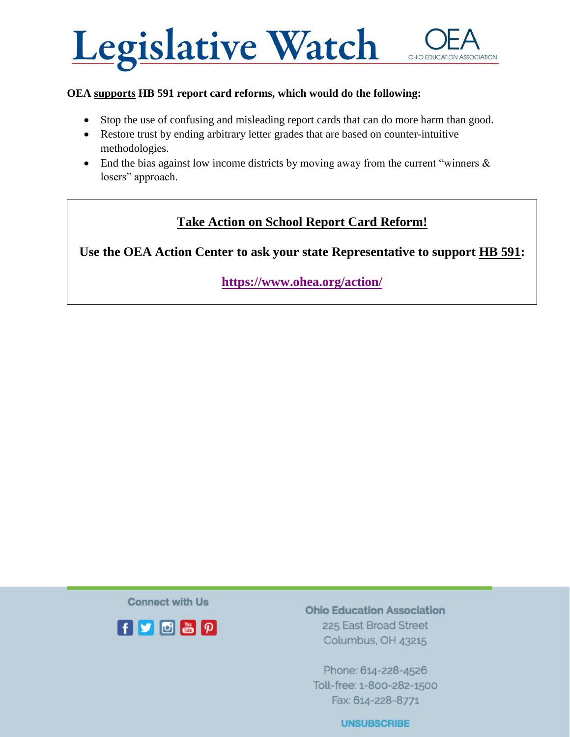# Legislative Watch

OHIO EDUCATION ASSOCIATION

**OEA supports HB 591 report card reforms, which would do the following:**

- Stop the use of confusing and misleading report cards that can do more harm than good.
- Restore trust by ending arbitrary letter grades that are based on counter-intuitive methodologies.
- End the bias against low income districts by moving away from the current "winners & losers" approach.

**Take Action on School Report Card Reform!**

**Use the OEA Action Center to ask your state Representative to support HB 591:**

**https://www.ohea.org/action/**

Connect with Us

**Ohio Education Association**
225 East Broad Street
Columbus, OH 43215

Phone: 614-228-4526
Toll-free: 1-800-282-1500
Fax: 614-228-8771

UNSUBSCRIBE